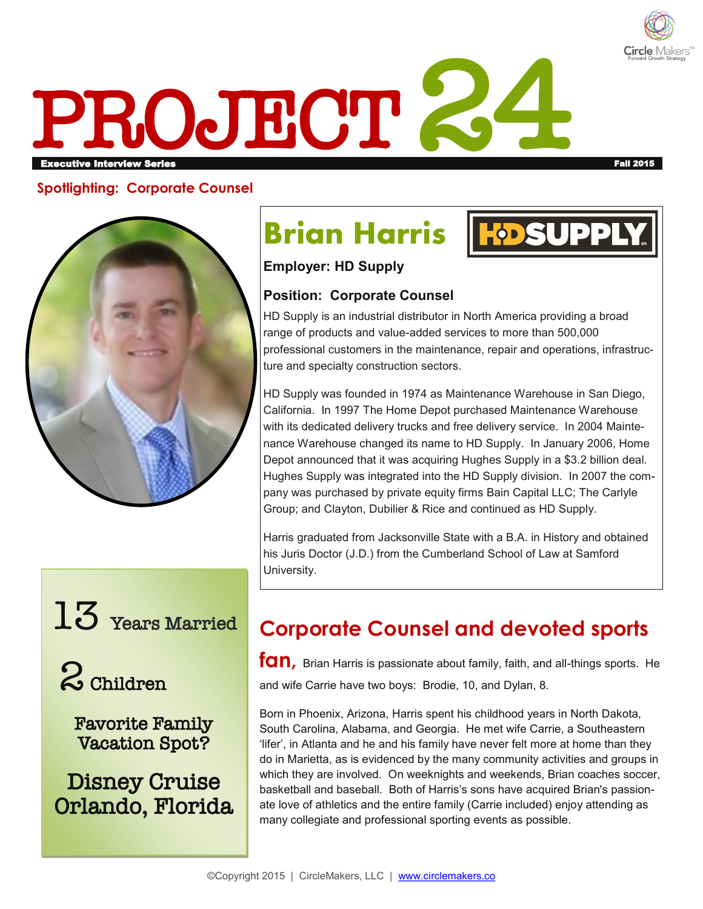Circle Makers™
Forward Growth Strategy

# PROJECT 24

**Executive Interview Series** — **Fall 2015**

**Spotlighting: Corporate Counsel**

## Brian Harris

**Employer: HD Supply**

**Position: Corporate Counsel**

HD Supply is an industrial distributor in North America providing a broad range of products and value-added services to more than 500,000 professional customers in the maintenance, repair and operations, infrastructure and specialty construction sectors.

HD Supply was founded in 1974 as Maintenance Warehouse in San Diego, California. In 1997 The Home Depot purchased Maintenance Warehouse with its dedicated delivery trucks and free delivery service. In 2004 Maintenance Warehouse changed its name to HD Supply. In January 2006, Home Depot announced that it was acquiring Hughes Supply in a $3.2 billion deal. Hughes Supply was integrated into the HD Supply division. In 2007 the company was purchased by private equity firms Bain Capital LLC; The Carlyle Group; and Clayton, Dubilier & Rice and continued as HD Supply.

Harris graduated from Jacksonville State with a B.A. in History and obtained his Juris Doctor (J.D.) from the Cumberland School of Law at Samford University.

**13** Years Married

**2** Children

Favorite Family Vacation Spot?

**Disney Cruise Orlando, Florida**

## Corporate Counsel and devoted sports fan,

Brian Harris is passionate about family, faith, and all-things sports. He and wife Carrie have two boys: Brodie, 10, and Dylan, 8.

Born in Phoenix, Arizona, Harris spent his childhood years in North Dakota, South Carolina, Alabama, and Georgia. He met wife Carrie, a Southeastern 'lifer', in Atlanta and he and his family have never felt more at home than they do in Marietta, as is evidenced by the many community activities and groups in which they are involved. On weeknights and weekends, Brian coaches soccer, basketball and baseball. Both of Harris's sons have acquired Brian's passionate love of athletics and the entire family (Carrie included) enjoy attending as many collegiate and professional sporting events as possible.

©Copyright 2015 | CircleMakers, LLC | www.circlemakers.co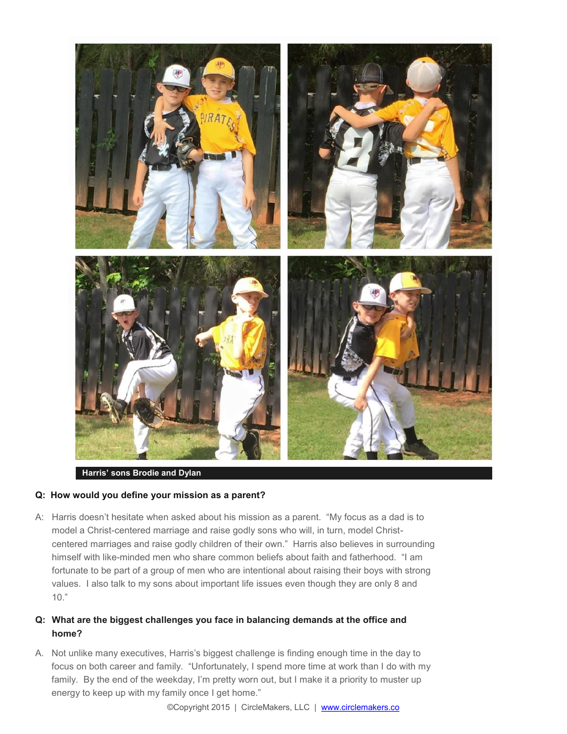Harris' sons Brodie and Dylan

**Q: How would you define your mission as a parent?**

A: Harris doesn't hesitate when asked about his mission as a parent. "My focus as a dad is to model a Christ-centered marriage and raise godly sons who will, in turn, model Christ-centered marriages and raise godly children of their own." Harris also believes in surrounding himself with like-minded men who share common beliefs about faith and fatherhood. "I am fortunate to be part of a group of men who are intentional about raising their boys with strong values. I also talk to my sons about important life issues even though they are only 8 and 10."

**Q: What are the biggest challenges you face in balancing demands at the office and home?**

A. Not unlike many executives, Harris's biggest challenge is finding enough time in the day to focus on both career and family. "Unfortunately, I spend more time at work than I do with my family. By the end of the weekday, I'm pretty worn out, but I make it a priority to muster up energy to keep up with my family once I get home."

©Copyright 2015 | CircleMakers, LLC | www.circlemakers.co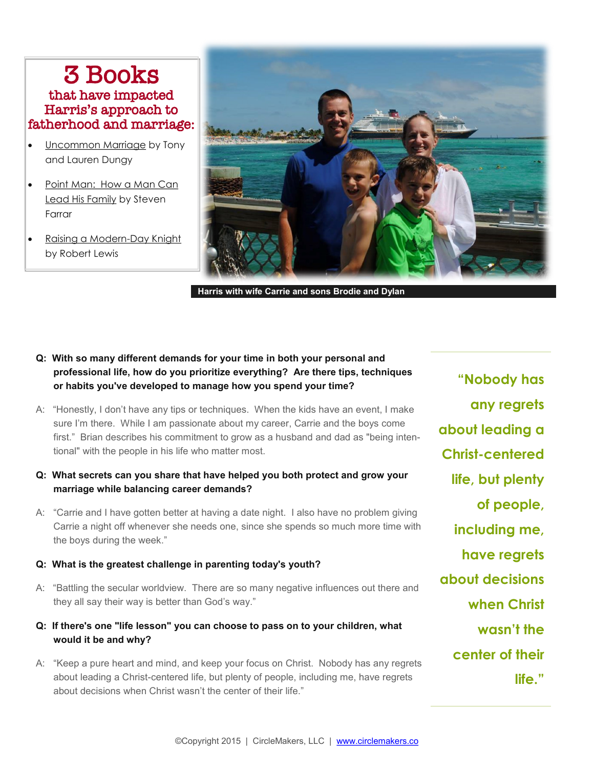## 3 Books
### that have impacted Harris's approach to fatherhood and marriage:

- Uncommon Marriage by Tony and Lauren Dungy
- Point Man: How a Man Can Lead His Family by Steven Farrar
- Raising a Modern-Day Knight by Robert Lewis

Harris with wife Carrie and sons Brodie and Dylan

**Q: With so many different demands for your time in both your personal and professional life, how do you prioritize everything? Are there tips, techniques or habits you've developed to manage how you spend your time?**

A: "Honestly, I don't have any tips or techniques. When the kids have an event, I make sure I'm there. While I am passionate about my career, Carrie and the boys come first." Brian describes his commitment to grow as a husband and dad as "being intentional" with the people in his life who matter most.

**Q: What secrets can you share that have helped you both protect and grow your marriage while balancing career demands?**

A: "Carrie and I have gotten better at having a date night. I also have no problem giving Carrie a night off whenever she needs one, since she spends so much more time with the boys during the week."

**Q: What is the greatest challenge in parenting today's youth?**

A: "Battling the secular worldview. There are so many negative influences out there and they all say their way is better than God's way."

**Q: If there's one "life lesson" you can choose to pass on to your children, what would it be and why?**

A: "Keep a pure heart and mind, and keep your focus on Christ. Nobody has any regrets about leading a Christ-centered life, but plenty of people, including me, have regrets about decisions when Christ wasn't the center of their life."

> **"Nobody has any regrets about leading a Christ-centered life, but plenty of people, including me, have regrets about decisions when Christ wasn't the center of their life."**

©Copyright 2015 | CircleMakers, LLC | www.circlemakers.co